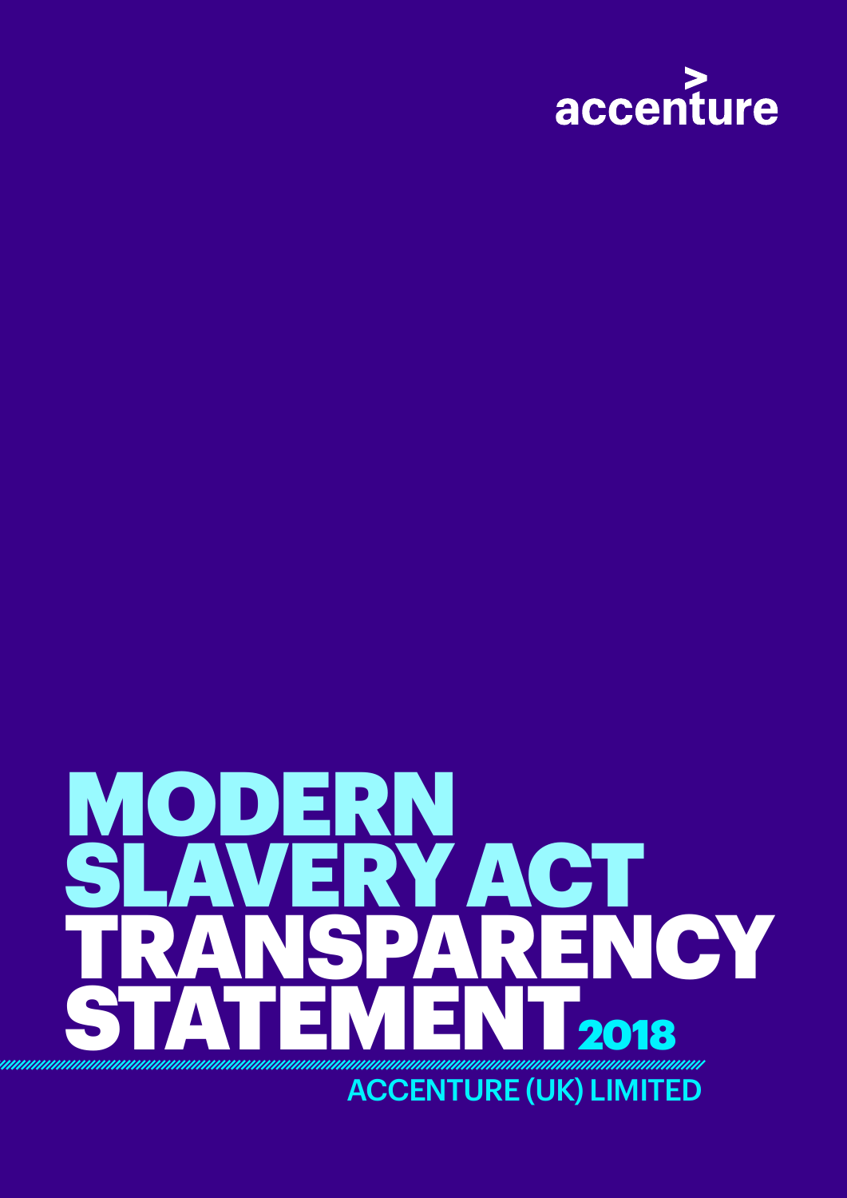accenture

# MODERN SLAVERY ACT TRANSPARENCY STATEMENT 2018

ACCENTURE (UK) LIMITED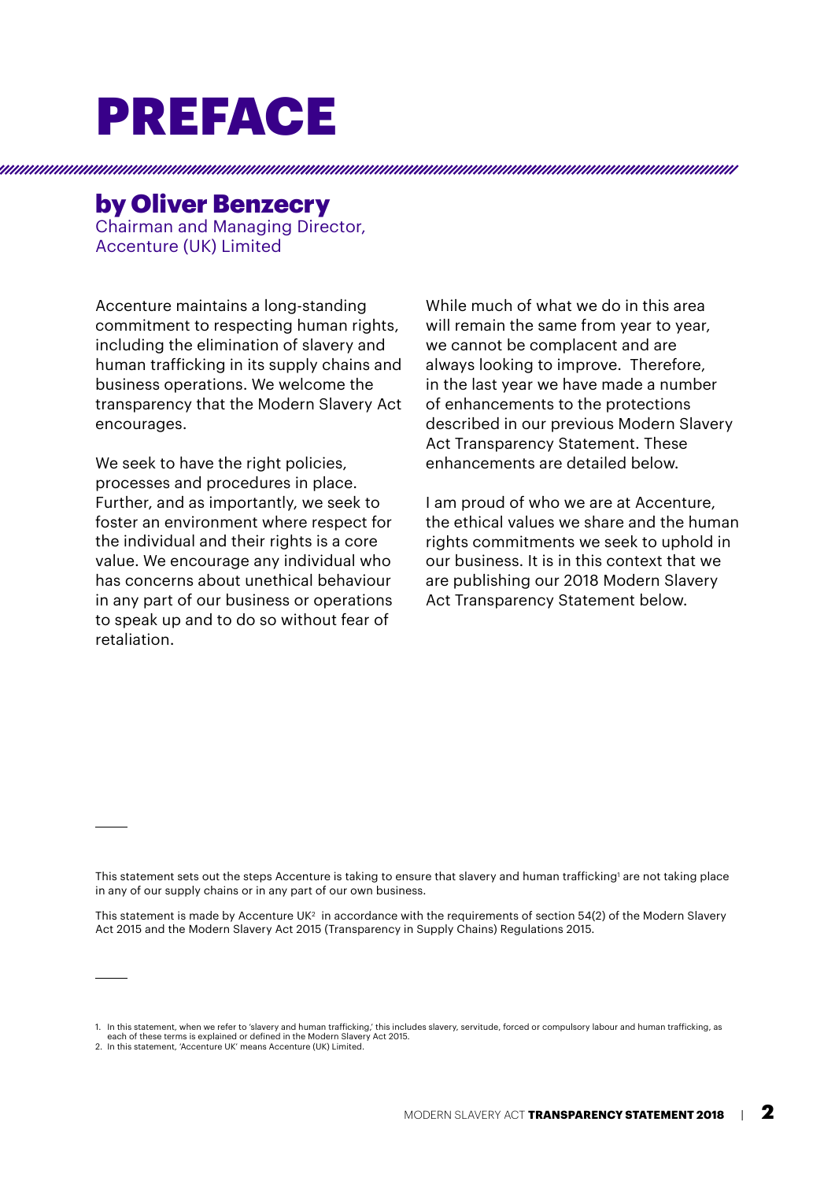# PREFACE

## by Oliver Benzecry

Chairman and Managing Director, Accenture (UK) Limited

Accenture maintains a long-standing commitment to respecting human rights, including the elimination of slavery and human trafficking in its supply chains and business operations. We welcome the transparency that the Modern Slavery Act encourages.

We seek to have the right policies, processes and procedures in place. Further, and as importantly, we seek to foster an environment where respect for the individual and their rights is a core value. We encourage any individual who has concerns about unethical behaviour in any part of our business or operations to speak up and to do so without fear of retaliation.

While much of what we do in this area will remain the same from year to year, we cannot be complacent and are always looking to improve. Therefore, in the last year we have made a number of enhancements to the protections described in our previous Modern Slavery Act Transparency Statement. These enhancements are detailed below.

I am proud of who we are at Accenture, the ethical values we share and the human rights commitments we seek to uphold in our business. It is in this context that we are publishing our 2018 Modern Slavery Act Transparency Statement below.

---

This statement sets out the steps Accenture is taking to ensure that slavery and human trafficking[1] are not taking place in any of our supply chains or in any part of our own business.

This statement is made by Accenture UK[2] in accordance with the requirements of section 54(2) of the Modern Slavery Act 2015 and the Modern Slavery Act 2015 (Transparency in Supply Chains) Regulations 2015.

---

1. In this statement, when we refer to 'slavery and human trafficking,' this includes slavery, servitude, forced or compulsory labour and human trafficking, as each of these terms is explained or defined in the Modern Slavery Act 2015.
2. In this statement, 'Accenture UK' means Accenture (UK) Limited.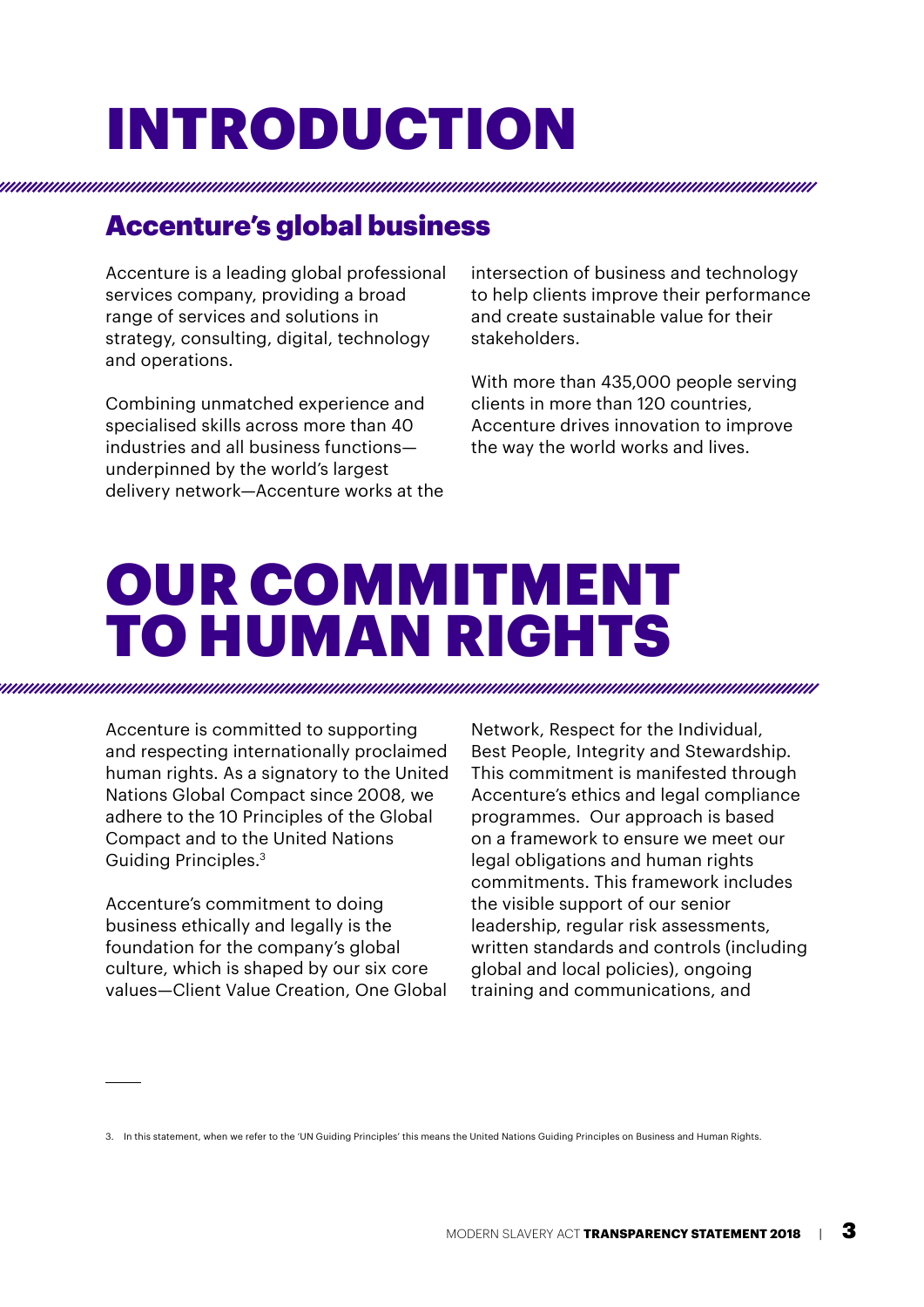# INTRODUCTION

## Accenture's global business

Accenture is a leading global professional services company, providing a broad range of services and solutions in strategy, consulting, digital, technology and operations.

Combining unmatched experience and specialised skills across more than 40 industries and all business functions—underpinned by the world's largest delivery network—Accenture works at the intersection of business and technology to help clients improve their performance and create sustainable value for their stakeholders.

With more than 435,000 people serving clients in more than 120 countries, Accenture drives innovation to improve the way the world works and lives.

# OUR COMMITMENT TO HUMAN RIGHTS

Accenture is committed to supporting and respecting internationally proclaimed human rights. As a signatory to the United Nations Global Compact since 2008, we adhere to the 10 Principles of the Global Compact and to the United Nations Guiding Principles.[3]

Accenture's commitment to doing business ethically and legally is the foundation for the company's global culture, which is shaped by our six core values—Client Value Creation, One Global Network, Respect for the Individual, Best People, Integrity and Stewardship. This commitment is manifested through Accenture's ethics and legal compliance programmes. Our approach is based on a framework to ensure we meet our legal obligations and human rights commitments. This framework includes the visible support of our senior leadership, regular risk assessments, written standards and controls (including global and local policies), ongoing training and communications, and

3. In this statement, when we refer to the 'UN Guiding Principles' this means the United Nations Guiding Principles on Business and Human Rights.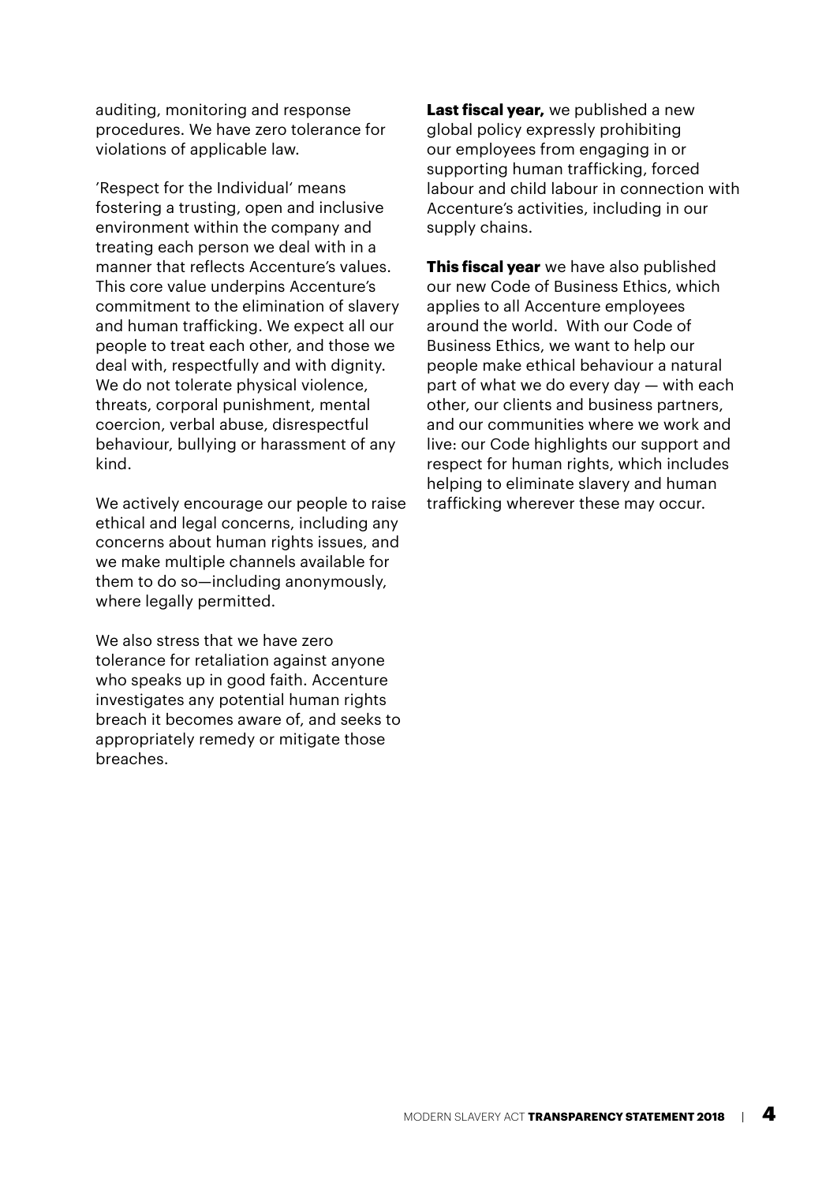auditing, monitoring and response procedures. We have zero tolerance for violations of applicable law.

'Respect for the Individual' means fostering a trusting, open and inclusive environment within the company and treating each person we deal with in a manner that reflects Accenture's values. This core value underpins Accenture's commitment to the elimination of slavery and human trafficking. We expect all our people to treat each other, and those we deal with, respectfully and with dignity. We do not tolerate physical violence, threats, corporal punishment, mental coercion, verbal abuse, disrespectful behaviour, bullying or harassment of any kind.

We actively encourage our people to raise ethical and legal concerns, including any concerns about human rights issues, and we make multiple channels available for them to do so—including anonymously, where legally permitted.

We also stress that we have zero tolerance for retaliation against anyone who speaks up in good faith. Accenture investigates any potential human rights breach it becomes aware of, and seeks to appropriately remedy or mitigate those breaches.

**Last fiscal year,** we published a new global policy expressly prohibiting our employees from engaging in or supporting human trafficking, forced labour and child labour in connection with Accenture's activities, including in our supply chains.

**This fiscal year** we have also published our new Code of Business Ethics, which applies to all Accenture employees around the world. With our Code of Business Ethics, we want to help our people make ethical behaviour a natural part of what we do every day — with each other, our clients and business partners, and our communities where we work and live: our Code highlights our support and respect for human rights, which includes helping to eliminate slavery and human trafficking wherever these may occur.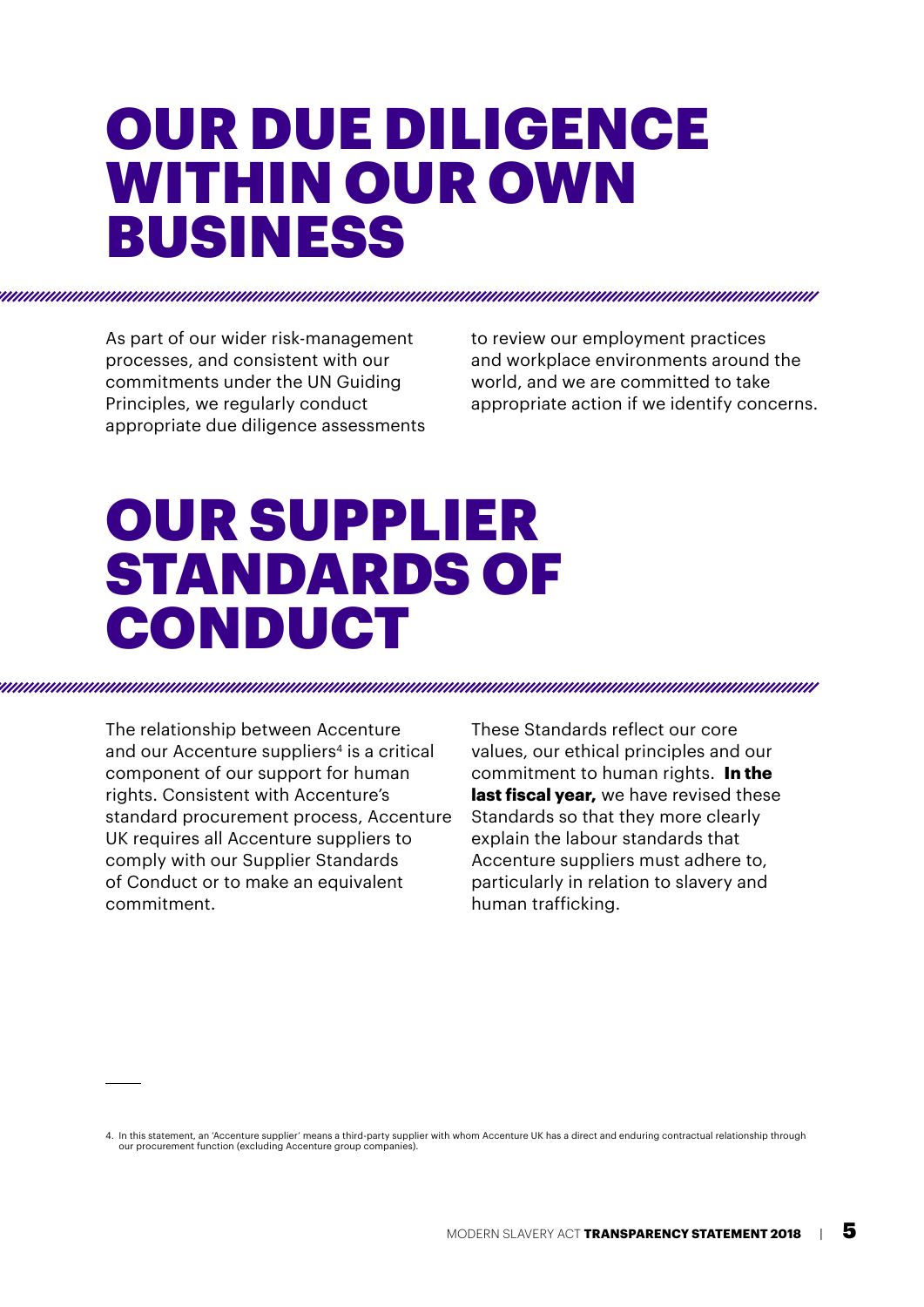# OUR DUE DILIGENCE WITHIN OUR OWN BUSINESS

As part of our wider risk-management processes, and consistent with our commitments under the UN Guiding Principles, we regularly conduct appropriate due diligence assessments to review our employment practices and workplace environments around the world, and we are committed to take appropriate action if we identify concerns.

# OUR SUPPLIER STANDARDS OF CONDUCT

The relationship between Accenture and our Accenture suppliers[4] is a critical component of our support for human rights. Consistent with Accenture's standard procurement process, Accenture UK requires all Accenture suppliers to comply with our Supplier Standards of Conduct or to make an equivalent commitment.

These Standards reflect our core values, our ethical principles and our commitment to human rights. **In the last fiscal year,** we have revised these Standards so that they more clearly explain the labour standards that Accenture suppliers must adhere to, particularly in relation to slavery and human trafficking.

---

4. In this statement, an 'Accenture supplier' means a third-party supplier with whom Accenture UK has a direct and enduring contractual relationship through our procurement function (excluding Accenture group companies).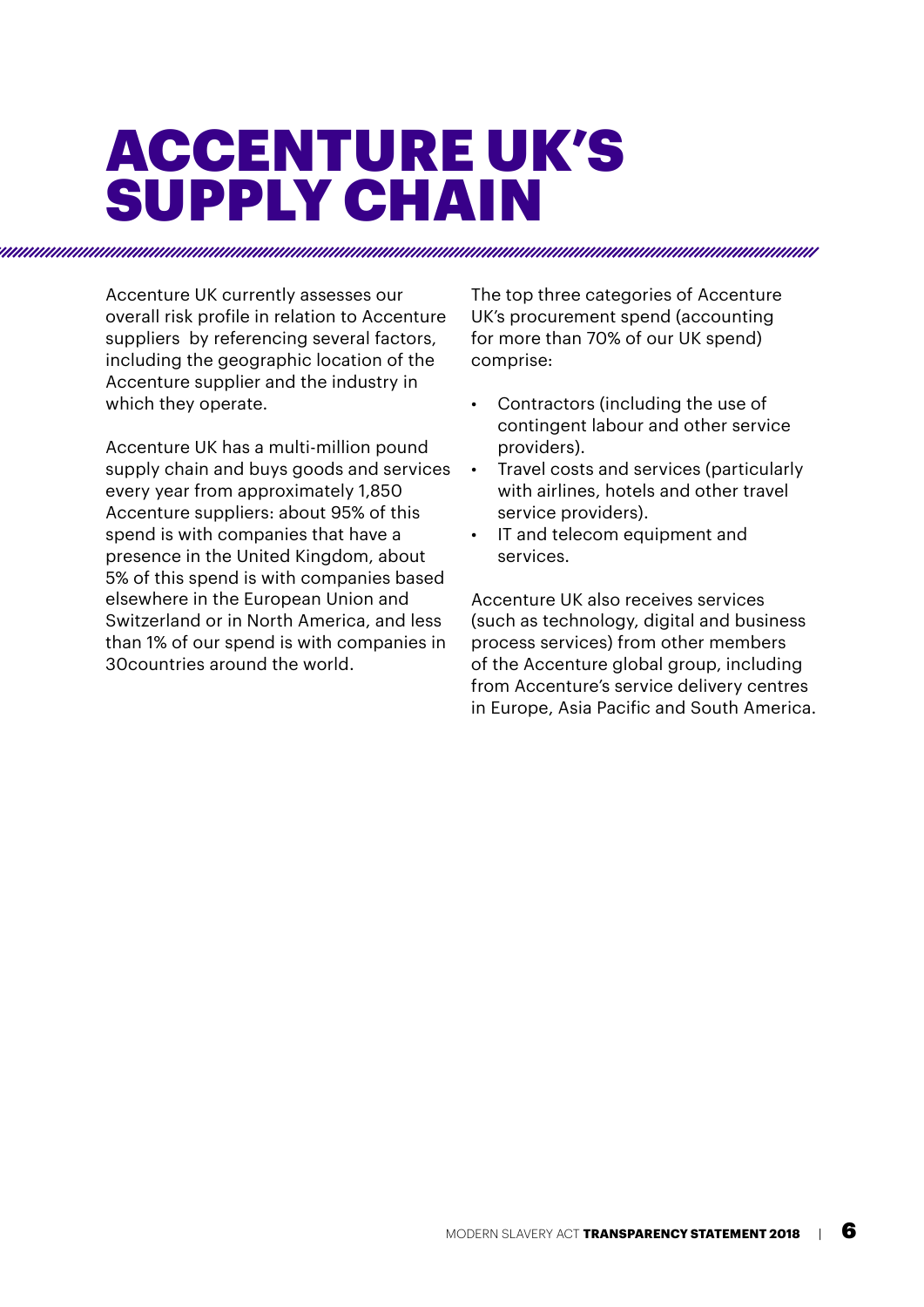# ACCENTURE UK'S SUPPLY CHAIN

Accenture UK currently assesses our overall risk profile in relation to Accenture suppliers by referencing several factors, including the geographic location of the Accenture supplier and the industry in which they operate.

Accenture UK has a multi-million pound supply chain and buys goods and services every year from approximately 1,850 Accenture suppliers: about 95% of this spend is with companies that have a presence in the United Kingdom, about 5% of this spend is with companies based elsewhere in the European Union and Switzerland or in North America, and less than 1% of our spend is with companies in 30countries around the world.

The top three categories of Accenture UK's procurement spend (accounting for more than 70% of our UK spend) comprise:

- Contractors (including the use of contingent labour and other service providers).
- Travel costs and services (particularly with airlines, hotels and other travel service providers).
- IT and telecom equipment and services.

Accenture UK also receives services (such as technology, digital and business process services) from other members of the Accenture global group, including from Accenture's service delivery centres in Europe, Asia Pacific and South America.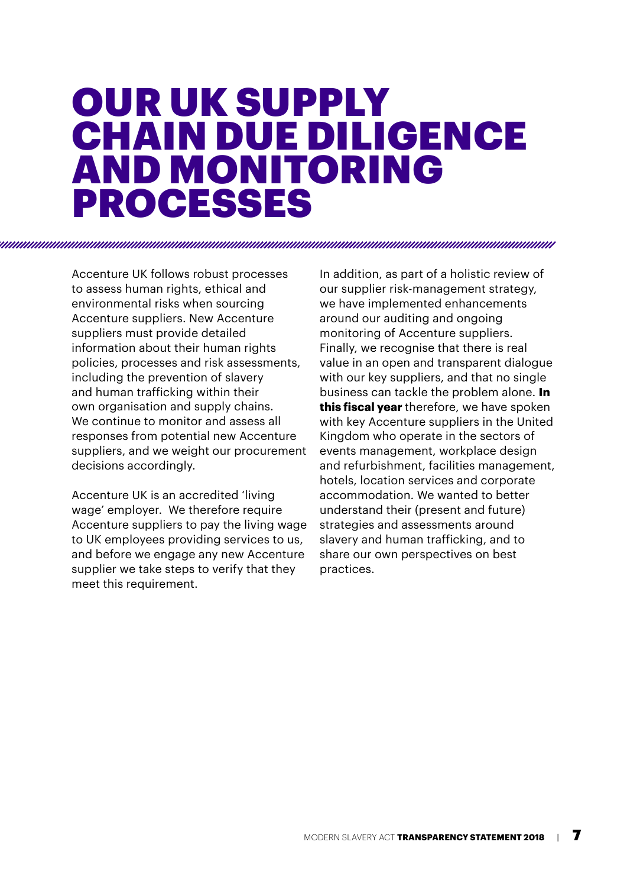# OUR UK SUPPLY CHAIN DUE DILIGENCE AND MONITORING PROCESSES

Accenture UK follows robust processes to assess human rights, ethical and environmental risks when sourcing Accenture suppliers. New Accenture suppliers must provide detailed information about their human rights policies, processes and risk assessments, including the prevention of slavery and human trafficking within their own organisation and supply chains. We continue to monitor and assess all responses from potential new Accenture suppliers, and we weight our procurement decisions accordingly.

Accenture UK is an accredited 'living wage' employer. We therefore require Accenture suppliers to pay the living wage to UK employees providing services to us, and before we engage any new Accenture supplier we take steps to verify that they meet this requirement.

In addition, as part of a holistic review of our supplier risk-management strategy, we have implemented enhancements around our auditing and ongoing monitoring of Accenture suppliers. Finally, we recognise that there is real value in an open and transparent dialogue with our key suppliers, and that no single business can tackle the problem alone. **In this fiscal year** therefore, we have spoken with key Accenture suppliers in the United Kingdom who operate in the sectors of events management, workplace design and refurbishment, facilities management, hotels, location services and corporate accommodation. We wanted to better understand their (present and future) strategies and assessments around slavery and human trafficking, and to share our own perspectives on best practices.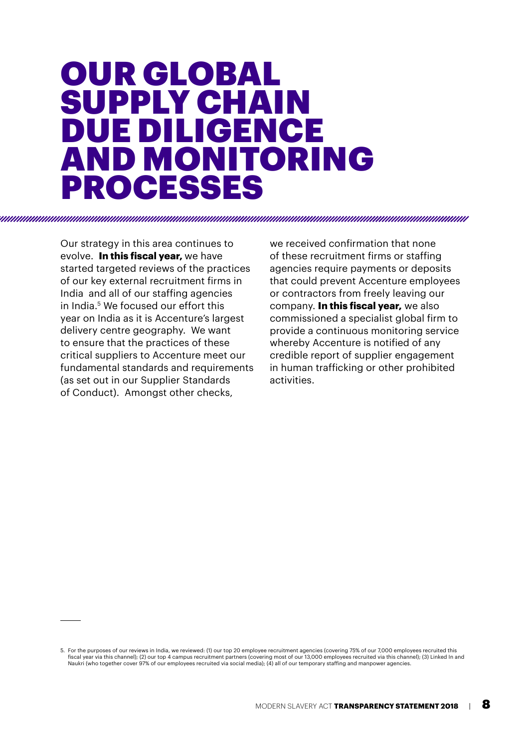# OUR GLOBAL SUPPLY CHAIN DUE DILIGENCE AND MONITORING PROCESSES

Our strategy in this area continues to evolve. **In this fiscal year,** we have started targeted reviews of the practices of our key external recruitment firms in India and all of our staffing agencies in India.[5] We focused our effort this year on India as it is Accenture's largest delivery centre geography. We want to ensure that the practices of these critical suppliers to Accenture meet our fundamental standards and requirements (as set out in our Supplier Standards of Conduct). Amongst other checks, we received confirmation that none of these recruitment firms or staffing agencies require payments or deposits that could prevent Accenture employees or contractors from freely leaving our company. **In this fiscal year,** we also commissioned a specialist global firm to provide a continuous monitoring service whereby Accenture is notified of any credible report of supplier engagement in human trafficking or other prohibited activities.

---

5. For the purposes of our reviews in India, we reviewed: (1) our top 20 employee recruitment agencies (covering 75% of our 7,000 employees recruited this fiscal year via this channel); (2) our top 4 campus recruitment partners (covering most of our 13,000 employees recruited via this channel); (3) Linked In and Naukri (who together cover 97% of our employees recruited via social media); (4) all of our temporary staffing and manpower agencies.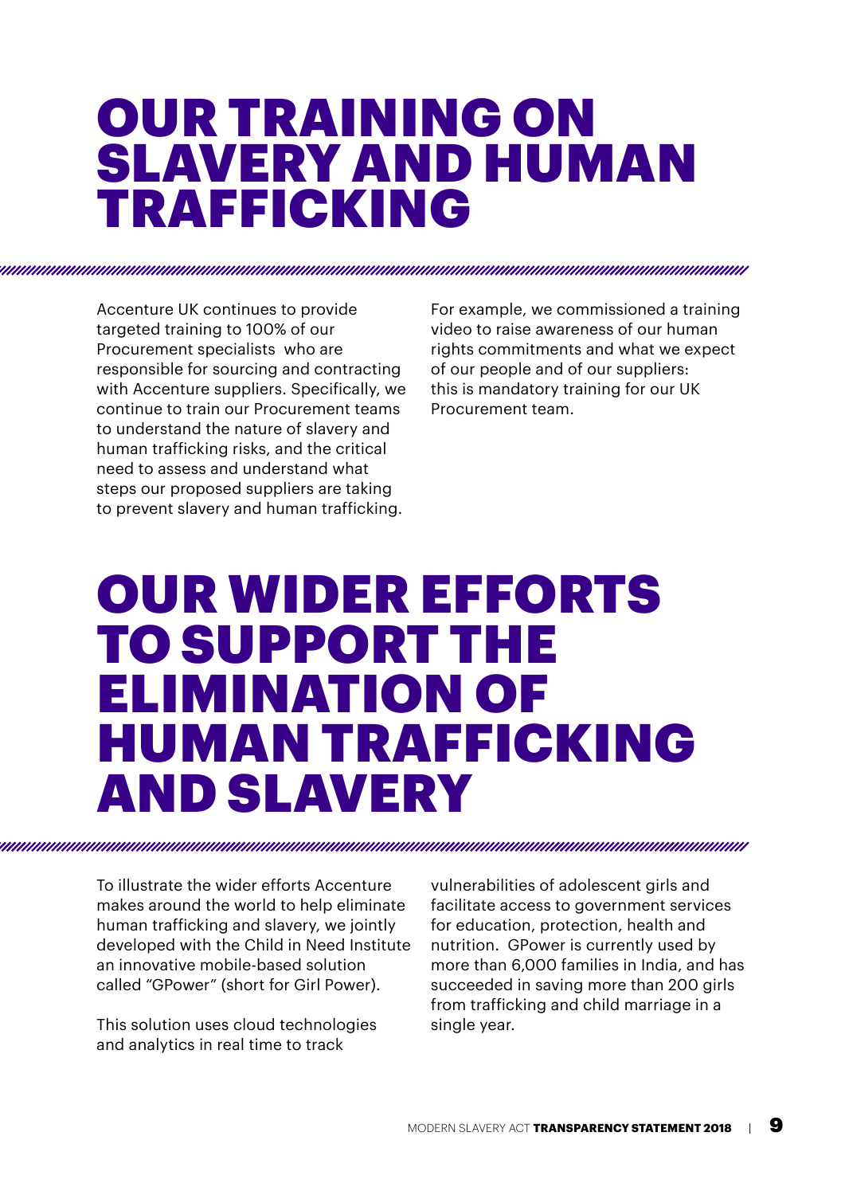# OUR TRAINING ON SLAVERY AND HUMAN TRAFFICKING

Accenture UK continues to provide targeted training to 100% of our Procurement specialists who are responsible for sourcing and contracting with Accenture suppliers. Specifically, we continue to train our Procurement teams to understand the nature of slavery and human trafficking risks, and the critical need to assess and understand what steps our proposed suppliers are taking to prevent slavery and human trafficking.

For example, we commissioned a training video to raise awareness of our human rights commitments and what we expect of our people and of our suppliers: this is mandatory training for our UK Procurement team.

# OUR WIDER EFFORTS TO SUPPORT THE ELIMINATION OF HUMAN TRAFFICKING AND SLAVERY

To illustrate the wider efforts Accenture makes around the world to help eliminate human trafficking and slavery, we jointly developed with the Child in Need Institute an innovative mobile-based solution called "GPower" (short for Girl Power).

This solution uses cloud technologies and analytics in real time to track vulnerabilities of adolescent girls and facilitate access to government services for education, protection, health and nutrition. GPower is currently used by more than 6,000 families in India, and has succeeded in saving more than 200 girls from trafficking and child marriage in a single year.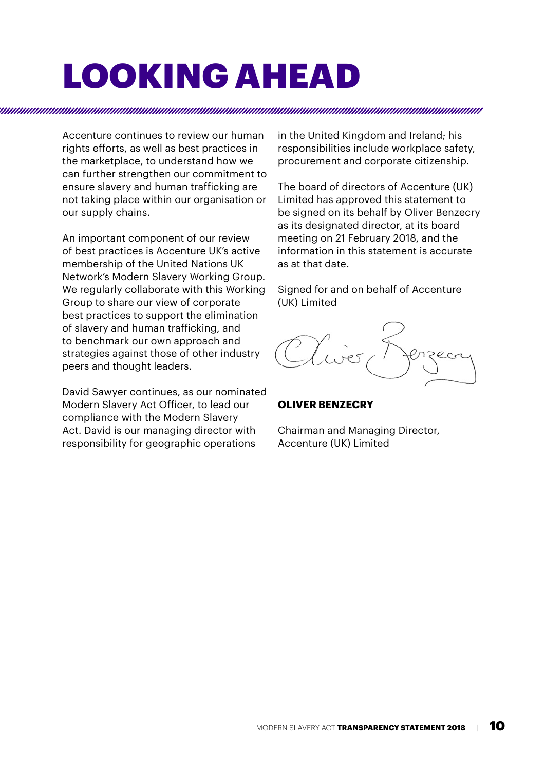# LOOKING AHEAD

Accenture continues to review our human rights efforts, as well as best practices in the marketplace, to understand how we can further strengthen our commitment to ensure slavery and human trafficking are not taking place within our organisation or our supply chains.

An important component of our review of best practices is Accenture UK's active membership of the United Nations UK Network's Modern Slavery Working Group. We regularly collaborate with this Working Group to share our view of corporate best practices to support the elimination of slavery and human trafficking, and to benchmark our own approach and strategies against those of other industry peers and thought leaders.

David Sawyer continues, as our nominated Modern Slavery Act Officer, to lead our compliance with the Modern Slavery Act. David is our managing director with responsibility for geographic operations in the United Kingdom and Ireland; his responsibilities include workplace safety, procurement and corporate citizenship.

The board of directors of Accenture (UK) Limited has approved this statement to be signed on its behalf by Oliver Benzecry as its designated director, at its board meeting on 21 February 2018, and the information in this statement is accurate as at that date.

Signed for and on behalf of Accenture (UK) Limited

**OLIVER BENZECRY**

Chairman and Managing Director, Accenture (UK) Limited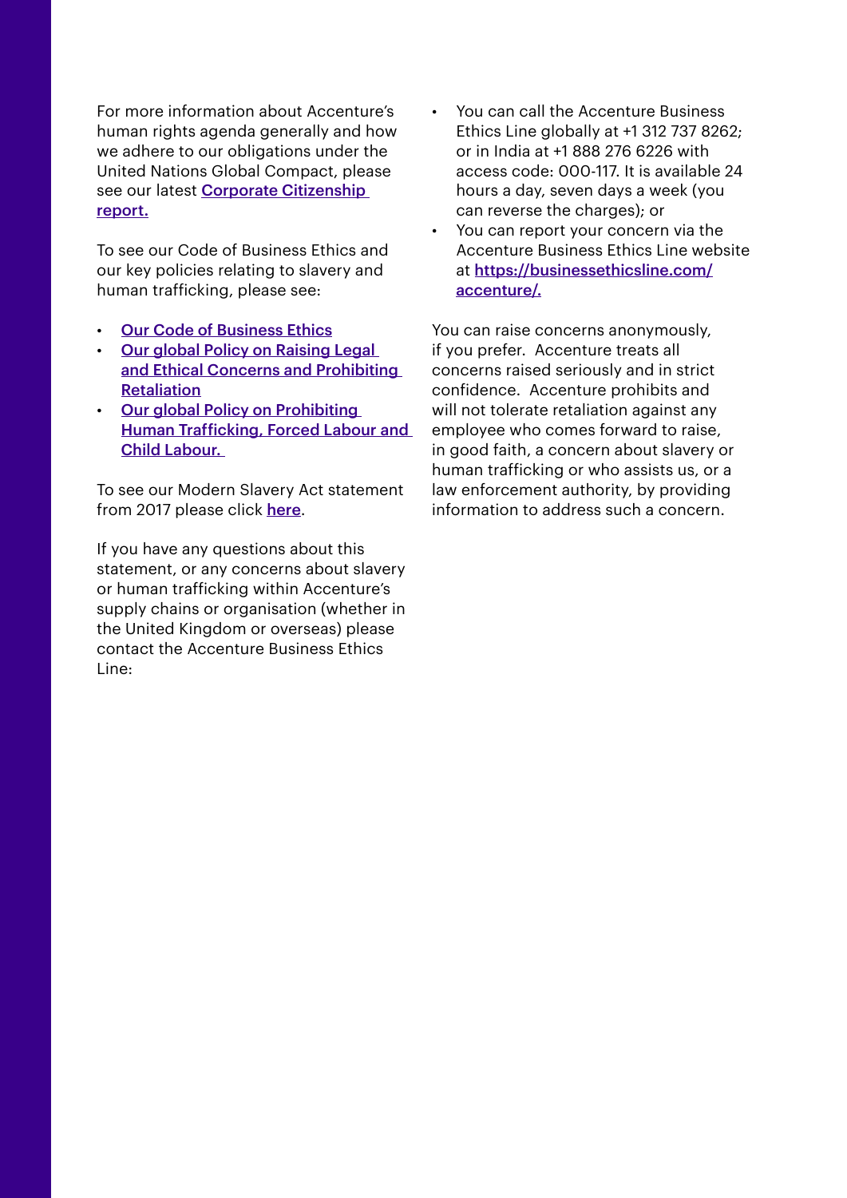For more information about Accenture's human rights agenda generally and how we adhere to our obligations under the United Nations Global Compact, please see our latest Corporate Citizenship report.

To see our Code of Business Ethics and our key policies relating to slavery and human trafficking, please see:

- Our Code of Business Ethics
- Our global Policy on Raising Legal and Ethical Concerns and Prohibiting Retaliation
- Our global Policy on Prohibiting Human Trafficking, Forced Labour and Child Labour.

To see our Modern Slavery Act statement from 2017 please click here.

If you have any questions about this statement, or any concerns about slavery or human trafficking within Accenture's supply chains or organisation (whether in the United Kingdom or overseas) please contact the Accenture Business Ethics Line:

- You can call the Accenture Business Ethics Line globally at +1 312 737 8262; or in India at +1 888 276 6226 with access code: 000-117. It is available 24 hours a day, seven days a week (you can reverse the charges); or
- You can report your concern via the Accenture Business Ethics Line website at https://businessethicsline.com/accenture/.

You can raise concerns anonymously, if you prefer. Accenture treats all concerns raised seriously and in strict confidence. Accenture prohibits and will not tolerate retaliation against any employee who comes forward to raise, in good faith, a concern about slavery or human trafficking or who assists us, or a law enforcement authority, by providing information to address such a concern.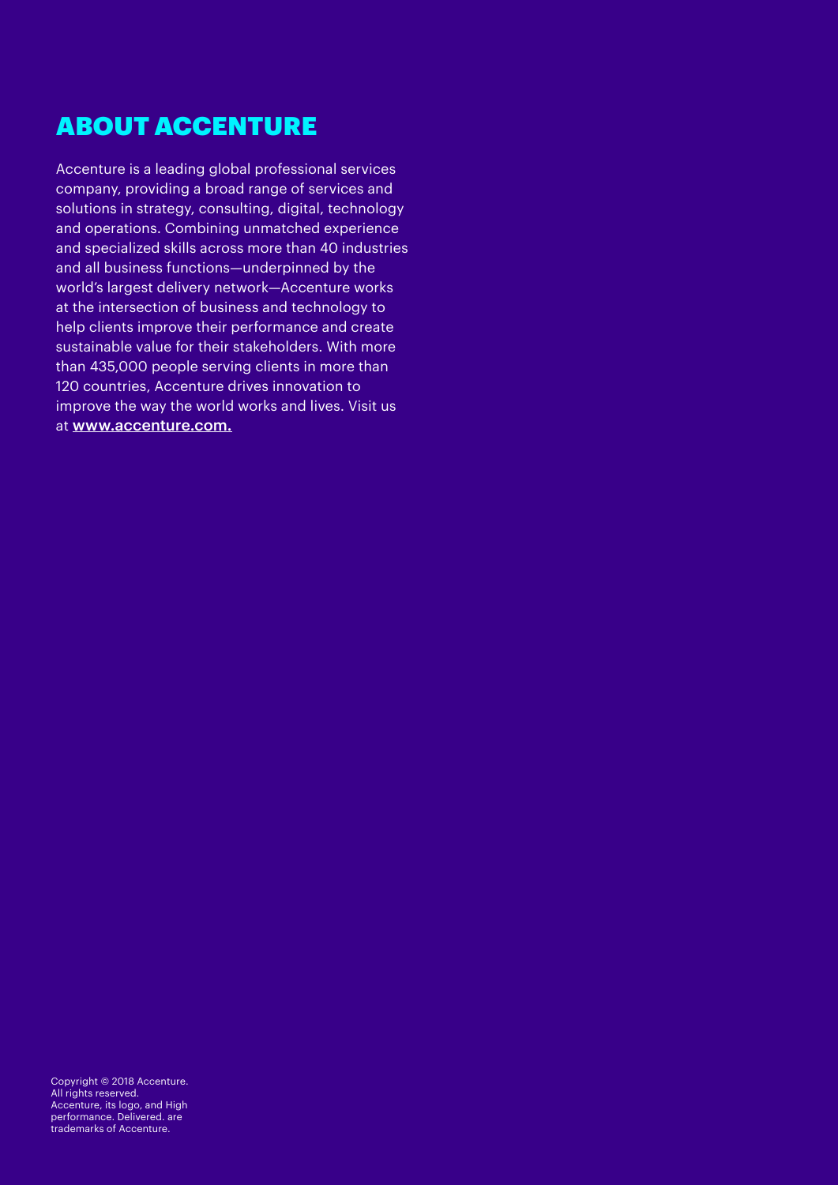## ABOUT ACCENTURE

Accenture is a leading global professional services company, providing a broad range of services and solutions in strategy, consulting, digital, technology and operations. Combining unmatched experience and specialized skills across more than 40 industries and all business functions—underpinned by the world's largest delivery network—Accenture works at the intersection of business and technology to help clients improve their performance and create sustainable value for their stakeholders. With more than 435,000 people serving clients in more than 120 countries, Accenture drives innovation to improve the way the world works and lives. Visit us at **www.accenture.com.**

Copyright © 2018 Accenture.
All rights reserved.
Accenture, its logo, and High performance. Delivered. are trademarks of Accenture.